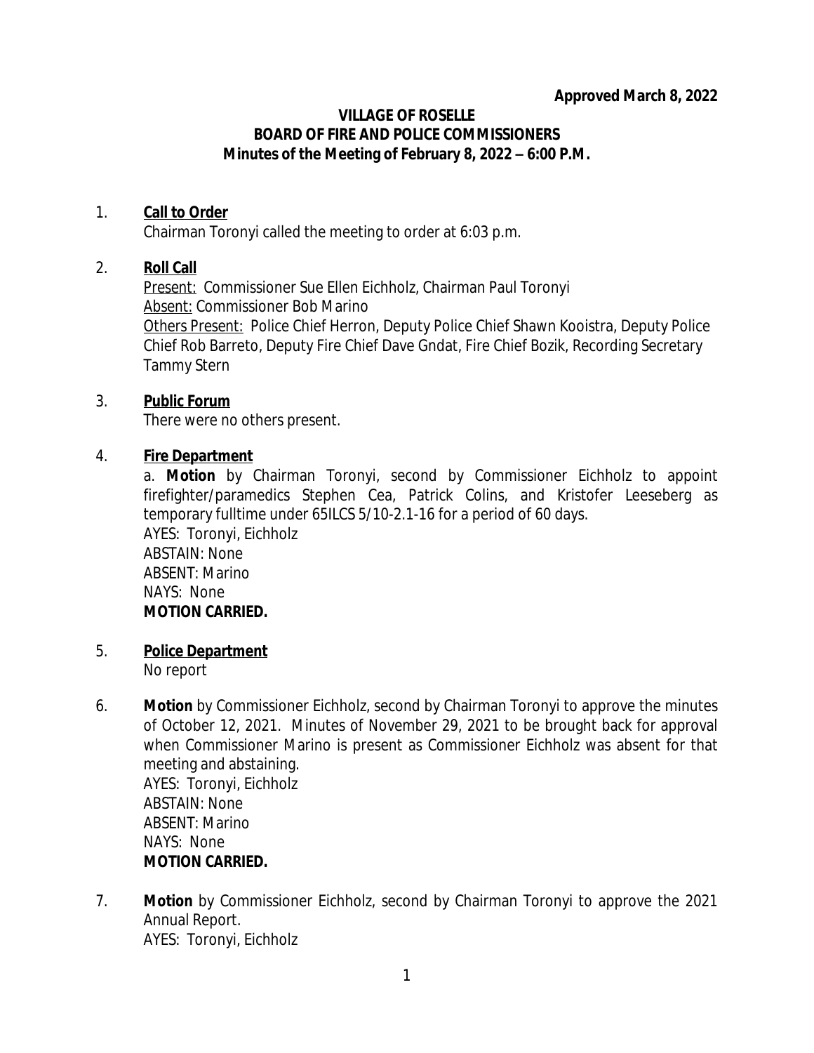**Approved March 8, 2022**

# VILLAGE OF ROSELLE
## BOARD OF FIRE AND POLICE COMMISSIONERS
### Minutes of the Meeting of February 8, 2022 – 6:00 P.M.

1. **Call to Order**

   Chairman Toronyi called the meeting to order at 6:03 p.m.

2. **Roll Call**

   Present: Commissioner Sue Ellen Eichholz, Chairman Paul Toronyi
   Absent: Commissioner Bob Marino
   Others Present: Police Chief Herron, Deputy Police Chief Shawn Kooistra, Deputy Police Chief Rob Barreto, Deputy Fire Chief Dave Gndat, Fire Chief Bozik, Recording Secretary Tammy Stern

3. **Public Forum**

   There were no others present.

4. **Fire Department**

   a. **Motion** by Chairman Toronyi, second by Commissioner Eichholz to appoint firefighter/paramedics Stephen Cea, Patrick Colins, and Kristofer Leeseberg as temporary fulltime under 65ILCS 5/10-2.1-16 for a period of 60 days.
   AYES: Toronyi, Eichholz
   ABSTAIN: None
   ABSENT: Marino
   NAYS: None
   **MOTION CARRIED.**

5. **Police Department**

   No report

6. **Motion** by Commissioner Eichholz, second by Chairman Toronyi to approve the minutes of October 12, 2021. Minutes of November 29, 2021 to be brought back for approval when Commissioner Marino is present as Commissioner Eichholz was absent for that meeting and abstaining.
   AYES: Toronyi, Eichholz
   ABSTAIN: None
   ABSENT: Marino
   NAYS: None
   **MOTION CARRIED.**

7. **Motion** by Commissioner Eichholz, second by Chairman Toronyi to approve the 2021 Annual Report.
   AYES: Toronyi, Eichholz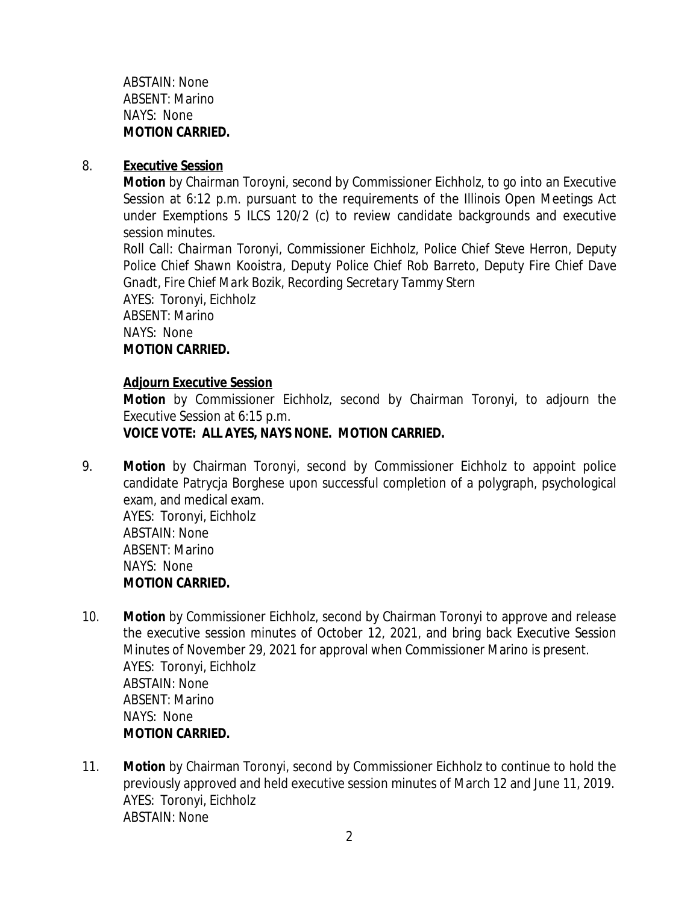ABSTAIN: None
ABSENT: Marino
NAYS: None
**MOTION CARRIED.**

8. **Executive Session**

**Motion** by Chairman Toroyni, second by Commissioner Eichholz, to go into an Executive Session at 6:12 p.m. pursuant to the requirements of the Illinois Open Meetings Act under Exemptions 5 ILCS 120/2 (c) to review candidate backgrounds and executive session minutes.

*Roll Call: Chairman Toronyi, Commissioner Eichholz, Police Chief Steve Herron, Deputy Police Chief Shawn Kooistra, Deputy Police Chief Rob Barreto, Deputy Fire Chief Dave Gnadt, Fire Chief Mark Bozik, Recording Secretary Tammy Stern*

AYES: Toronyi, Eichholz
ABSENT: Marino
NAYS: None
**MOTION CARRIED.**

**Adjourn Executive Session**

**Motion** by Commissioner Eichholz, second by Chairman Toronyi, to adjourn the Executive Session at 6:15 p.m.

**VOICE VOTE: ALL AYES, NAYS NONE. MOTION CARRIED.**

9. **Motion** by Chairman Toronyi, second by Commissioner Eichholz to appoint police candidate Patrycja Borghese upon successful completion of a polygraph, psychological exam, and medical exam.
AYES: Toronyi, Eichholz
ABSTAIN: None
ABSENT: Marino
NAYS: None
**MOTION CARRIED.**

10. **Motion** by Commissioner Eichholz, second by Chairman Toronyi to approve and release the executive session minutes of October 12, 2021, and bring back Executive Session Minutes of November 29, 2021 for approval when Commissioner Marino is present.
AYES: Toronyi, Eichholz
ABSTAIN: None
ABSENT: Marino
NAYS: None
**MOTION CARRIED.**

11. **Motion** by Chairman Toronyi, second by Commissioner Eichholz to continue to hold the previously approved and held executive session minutes of March 12 and June 11, 2019.
AYES: Toronyi, Eichholz
ABSTAIN: None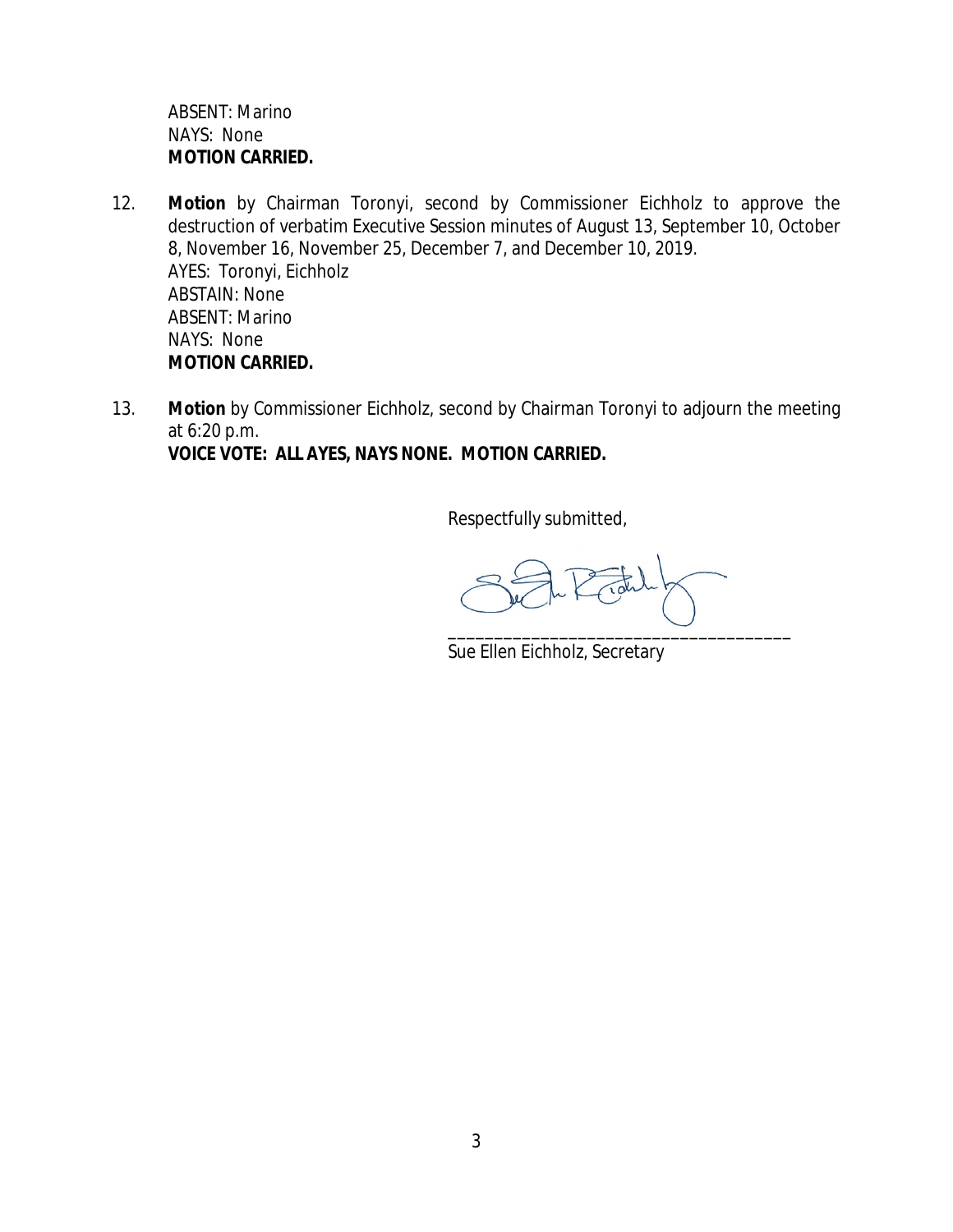ABSENT: Marino
NAYS: None
**MOTION CARRIED.**

12. **Motion** by Chairman Toronyi, second by Commissioner Eichholz to approve the destruction of verbatim Executive Session minutes of August 13, September 10, October 8, November 16, November 25, December 7, and December 10, 2019.
    AYES: Toronyi, Eichholz
    ABSTAIN: None
    ABSENT: Marino
    NAYS: None
    **MOTION CARRIED.**

13. **Motion** by Commissioner Eichholz, second by Chairman Toronyi to adjourn the meeting at 6:20 p.m.
    **VOICE VOTE: ALL AYES, NAYS NONE. MOTION CARRIED.**

Respectfully submitted,

_____________________________________
Sue Ellen Eichholz, Secretary